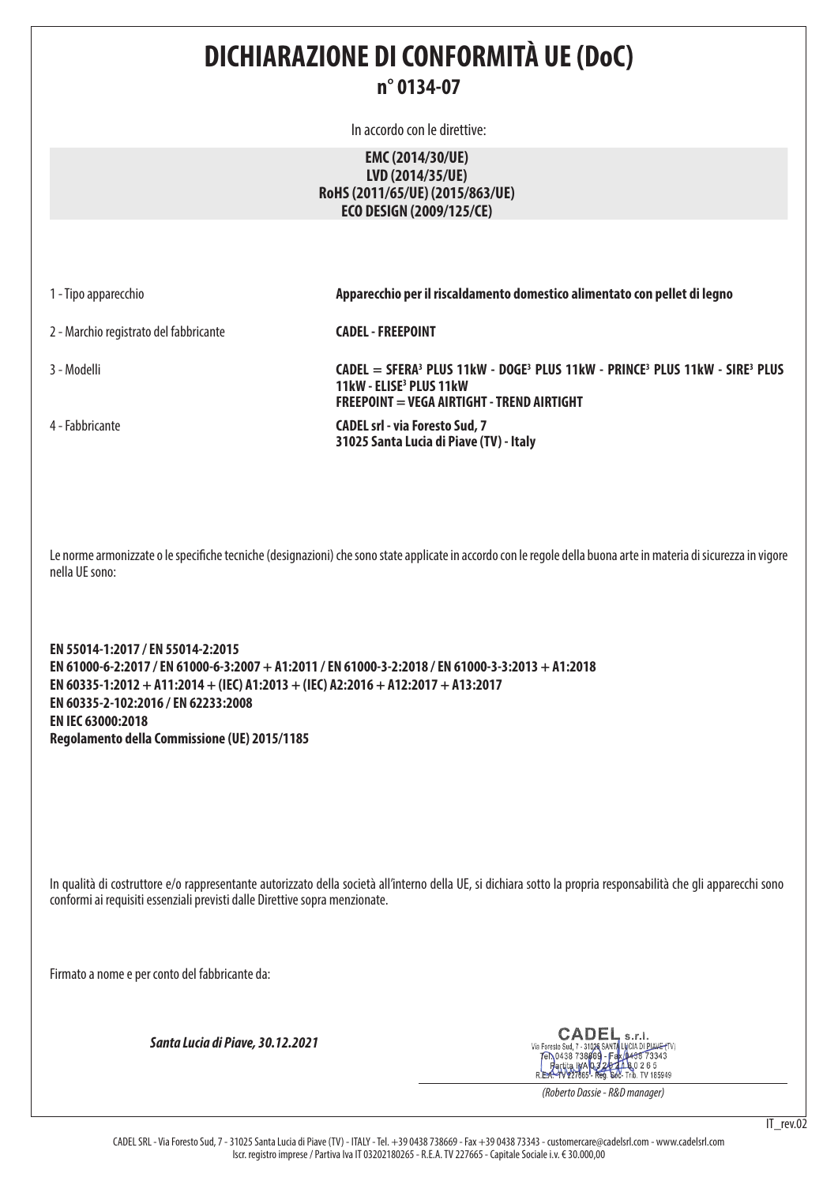# DICHIARAZIONE DI CONFORMITÀ UE (DoC)

## n° 0134-07

In accordo con le direttive:

**EMC (2014/30/UE)**
**LVD (2014/35/UE)**
**RoHS (2011/65/UE) (2015/863/UE)**
**ECO DESIGN (2009/125/CE)**

| | |
|---|---|
| 1 - Tipo apparecchio | **Apparecchio per il riscaldamento domestico alimentato con pellet di legno** |
| 2 - Marchio registrato del fabbricante | **CADEL - FREEPOINT** |
| 3 - Modelli | **CADEL = SFERA³ PLUS 11kW - DOGE³ PLUS 11kW - PRINCE³ PLUS 11kW - SIRE³ PLUS 11kW - ELISE³ PLUS 11kW**<br>**FREEPOINT = VEGA AIRTIGHT - TREND AIRTIGHT** |
| 4 - Fabbricante | **CADEL srl - via Foresto Sud, 7**<br>**31025 Santa Lucia di Piave (TV) - Italy** |

Le norme armonizzate o le specifiche tecniche (designazioni) che sono state applicate in accordo con le regole della buona arte in materia di sicurezza in vigore nella UE sono:

**EN 55014-1:2017 / EN 55014-2:2015**
**EN 61000-6-2:2017 / EN 61000-6-3:2007 + A1:2011 / EN 61000-3-2:2018 / EN 61000-3-3:2013 + A1:2018**
**EN 60335-1:2012 + A11:2014 + (IEC) A1:2013 + (IEC) A2:2016 + A12:2017 + A13:2017**
**EN 60335-2-102:2016 / EN 62233:2008**
**EN IEC 63000:2018**
**Regolamento della Commissione (UE) 2015/1185**

In qualità di costruttore e/o rappresentante autorizzato della società all'interno della UE, si dichiara sotto la propria responsabilità che gli apparecchi sono conformi ai requisiti essenziali previsti dalle Direttive sopra menzionate.

Firmato a nome e per conto del fabbricante da:

***Santa Lucia di Piave, 30.12.2021***

CADEL s.r.l.
Via Foresto Sud, 7 - 31025 SANTA LUCIA DI PIAVE (TV)
Tel. 0438 738669 - Fax 0438 73343
Partita IVA 03202180265
R.E.A. TV 227665 - Reg. Soc. Trib. TV 185949

*(Roberto Dassie - R&D manager)*

IT_rev.02

CADEL SRL - Via Foresto Sud, 7 - 31025 Santa Lucia di Piave (TV) - ITALY - Tel. +39 0438 738669 - Fax +39 0438 73343 - customercare@cadelsrl.com - www.cadelsrl.com
Iscr. registro imprese / Partiva Iva IT 03202180265 - R.E.A. TV 227665 - Capitale Sociale i.v. € 30.000,00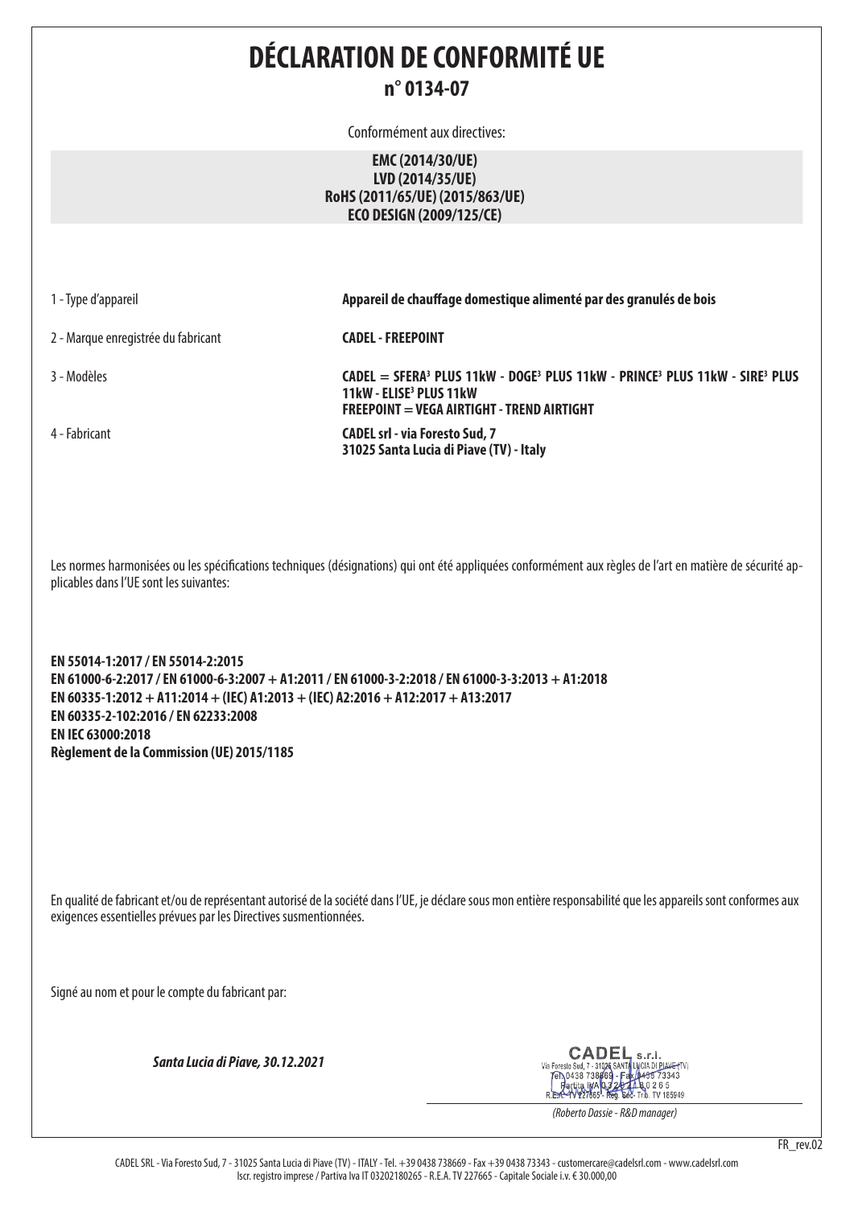# DÉCLARATION DE CONFORMITÉ UE

## n° 0134-07

Conformément aux directives:

**EMC (2014/30/UE)**
**LVD (2014/35/UE)**
**RoHS (2011/65/UE) (2015/863/UE)**
**ECO DESIGN (2009/125/CE)**

| | |
|---|---|
| 1 - Type d'appareil | **Appareil de chauffage domestique alimenté par des granulés de bois** |
| 2 - Marque enregistrée du fabricant | **CADEL - FREEPOINT** |
| 3 - Modèles | **CADEL = SFERA³ PLUS 11kW - DOGE³ PLUS 11kW - PRINCE³ PLUS 11kW - SIRE³ PLUS 11kW - ELISE³ PLUS 11kW**<br>**FREEPOINT = VEGA AIRTIGHT - TREND AIRTIGHT** |
| 4 - Fabricant | **CADEL srl - via Foresto Sud, 7**<br>**31025 Santa Lucia di Piave (TV) - Italy** |

Les normes harmonisées ou les spécifications techniques (désignations) qui ont été appliquées conformément aux règles de l'art en matière de sécurité applicables dans l'UE sont les suivantes:

**EN 55014-1:2017 / EN 55014-2:2015**
**EN 61000-6-2:2017 / EN 61000-6-3:2007 + A1:2011 / EN 61000-3-2:2018 / EN 61000-3-3:2013 + A1:2018**
**EN 60335-1:2012 + A11:2014 + (IEC) A1:2013 + (IEC) A2:2016 + A12:2017 + A13:2017**
**EN 60335-2-102:2016 / EN 62233:2008**
**EN IEC 63000:2018**
**Règlement de la Commission (UE) 2015/1185**

En qualité de fabricant et/ou de représentant autorisé de la société dans l'UE, je déclare sous mon entière responsabilité que les appareils sont conformes aux exigences essentielles prévues par les Directives susmentionnées.

Signé au nom et pour le compte du fabricant par:

***Santa Lucia di Piave, 30.12.2021***

CADEL s.r.l.
Via Foresto Sud, 7 - 31025 SANTA LUCIA DI PIAVE (TV)
Tel. 0438 738669 - Fax 0438 73343
Partita IVA 03202180265
R.E.A. TV 227665 - Reg. Soc. Trib. TV 185949

*(Roberto Dassie - R&D manager)*

FR_rev.02

CADEL SRL - Via Foresto Sud, 7 - 31025 Santa Lucia di Piave (TV) - ITALY - Tel. +39 0438 738669 - Fax +39 0438 73343 - customercare@cadelsrl.com - www.cadelsrl.com
Iscr. registro imprese / Partiva Iva IT 03202180265 - R.E.A. TV 227665 - Capitale Sociale i.v. € 30.000,00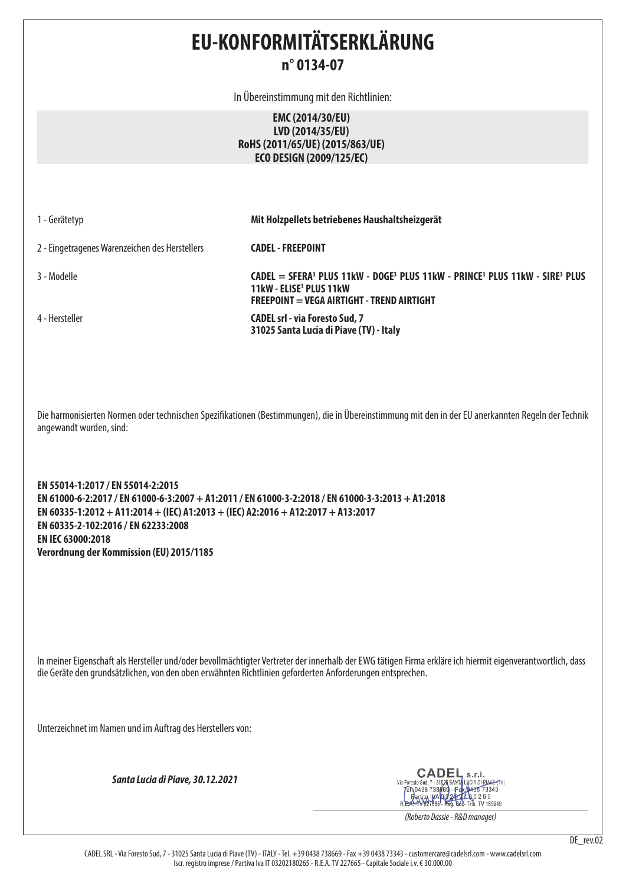# EU-KONFORMITÄTSERKLÄRUNG

## n° 0134-07

In Übereinstimmung mit den Richtlinien:

**EMC (2014/30/EU)**
**LVD (2014/35/EU)**
**RoHS (2011/65/UE) (2015/863/UE)**
**ECO DESIGN (2009/125/EC)**

| | |
|---|---|
| 1 - Gerätetyp | **Mit Holzpellets betriebenes Haushaltsheizgerät** |
| 2 - Eingetragenes Warenzeichen des Herstellers | **CADEL - FREEPOINT** |
| 3 - Modelle | **CADEL = SFERA³ PLUS 11kW - DOGE³ PLUS 11kW - PRINCE³ PLUS 11kW - SIRE³ PLUS 11kW - ELISE³ PLUS 11kW**<br>**FREEPOINT = VEGA AIRTIGHT - TREND AIRTIGHT** |
| 4 - Hersteller | **CADEL srl - via Foresto Sud, 7**<br>**31025 Santa Lucia di Piave (TV) - Italy** |

Die harmonisierten Normen oder technischen Spezifikationen (Bestimmungen), die in Übereinstimmung mit den in der EU anerkannten Regeln der Technik angewandt wurden, sind:

**EN 55014-1:2017 / EN 55014-2:2015**
**EN 61000-6-2:2017 / EN 61000-6-3:2007 + A1:2011 / EN 61000-3-2:2018 / EN 61000-3-3:2013 + A1:2018**
**EN 60335-1:2012 + A11:2014 + (IEC) A1:2013 + (IEC) A2:2016 + A12:2017 + A13:2017**
**EN 60335-2-102:2016 / EN 62233:2008**
**EN IEC 63000:2018**
**Verordnung der Kommission (EU) 2015/1185**

In meiner Eigenschaft als Hersteller und/oder bevollmächtigter Vertreter der innerhalb der EWG tätigen Firma erkläre ich hiermit eigenverantwortlich, dass die Geräte den grundsätzlichen, von den oben erwähnten Richtlinien geforderten Anforderungen entsprechen.

Unterzeichnet im Namen und im Auftrag des Herstellers von:

***Santa Lucia di Piave, 30.12.2021***

CADEL s.r.l.
Via Foresto Sud, 7 - 31025 SANTA LUCIA DI PIAVE (TV)
Tel. 0438 738669 - Fax 0438 73343
Partita IVA 03202180265
R.E.A. TV 227665 - Reg. Soc. Trib. TV 185949

*(Roberto Dassie - R&D manager)*

DE_rev.02

CADEL SRL - Via Foresto Sud, 7 - 31025 Santa Lucia di Piave (TV) - ITALY - Tel. +39 0438 738669 - Fax +39 0438 73343 - customercare@cadelsrl.com - www.cadelsrl.com
Iscr. registro imprese / Partiva Iva IT 03202180265 - R.E.A. TV 227665 - Capitale Sociale i.v. € 30.000,00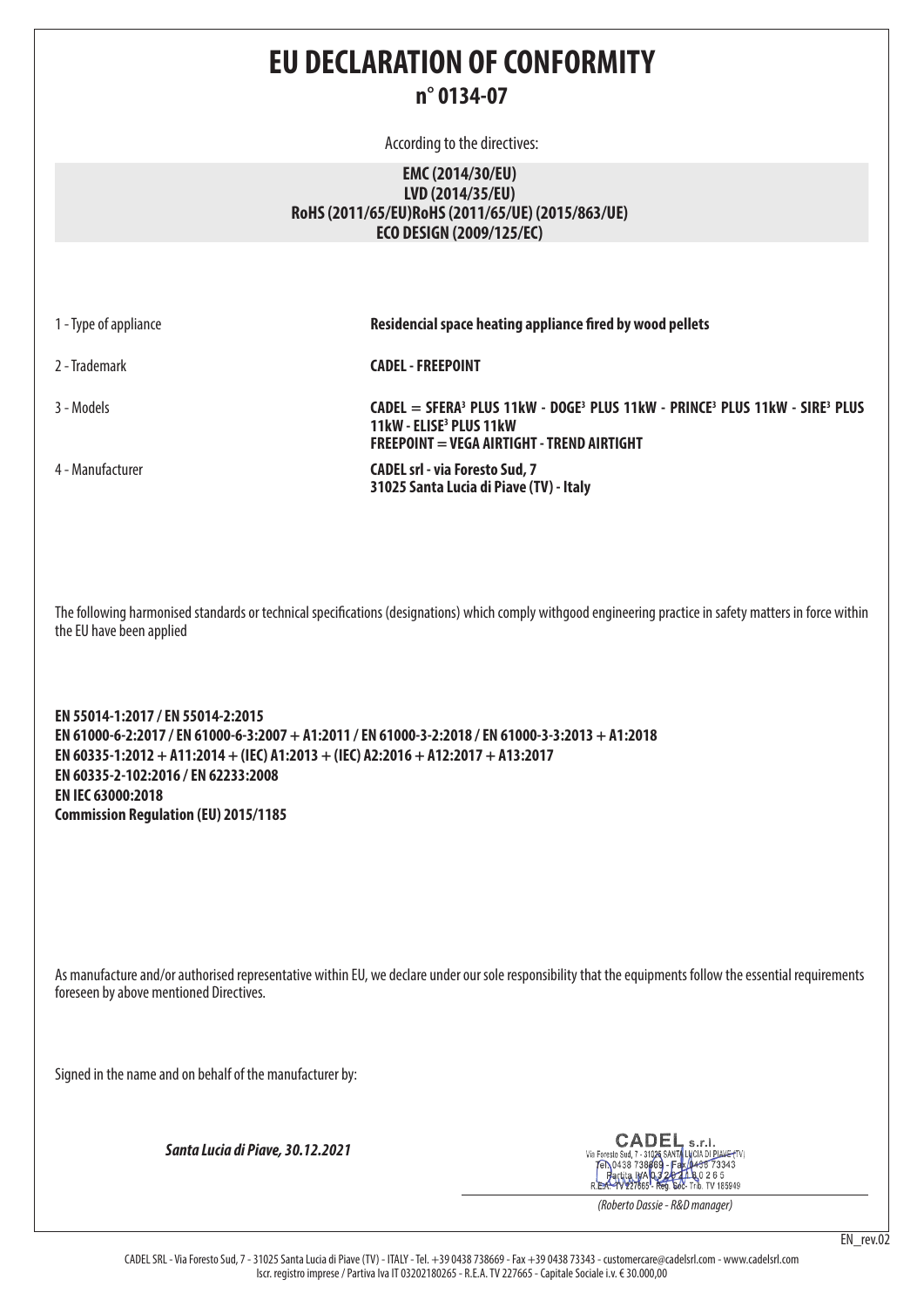# EU DECLARATION OF CONFORMITY

## n° 0134-07

According to the directives:

**EMC (2014/30/EU)**
**LVD (2014/35/EU)**
**RoHS (2011/65/EU)RoHS (2011/65/UE) (2015/863/UE)**
**ECO DESIGN (2009/125/EC)**

| | |
|---|---|
| 1 - Type of appliance | **Residencial space heating appliance fired by wood pellets** |
| 2 - Trademark | **CADEL - FREEPOINT** |
| 3 - Models | **CADEL = SFERA³ PLUS 11kW - DOGE³ PLUS 11kW - PRINCE³ PLUS 11kW - SIRE³ PLUS 11kW - ELISE³ PLUS 11kW**<br>**FREEPOINT = VEGA AIRTIGHT - TREND AIRTIGHT** |
| 4 - Manufacturer | **CADEL srl - via Foresto Sud, 7**<br>**31025 Santa Lucia di Piave (TV) - Italy** |

The following harmonised standards or technical specifications (designations) which comply withgood engineering practice in safety matters in force within the EU have been applied

**EN 55014-1:2017 / EN 55014-2:2015**
**EN 61000-6-2:2017 / EN 61000-6-3:2007 + A1:2011 / EN 61000-3-2:2018 / EN 61000-3-3:2013 + A1:2018**
**EN 60335-1:2012 + A11:2014 + (IEC) A1:2013 + (IEC) A2:2016 + A12:2017 + A13:2017**
**EN 60335-2-102:2016 / EN 62233:2008**
**EN IEC 63000:2018**
**Commission Regulation (EU) 2015/1185**

As manufacture and/or authorised representative within EU, we declare under our sole responsibility that the equipments follow the essential requirements foreseen by above mentioned Directives.

Signed in the name and on behalf of the manufacturer by:

***Santa Lucia di Piave, 30.12.2021***

CADEL s.r.l.
Via Foresto Sud, 7 - 31025 SANTA LUCIA DI PIAVE (TV)
Tel. 0438 738669 - Fax 0438 73343
Partita IVA 03202180265
R.E.A. TV 227665 - Reg. Soc. Trib. TV 185949

*(Roberto Dassie - R&D manager)*

EN_rev.02

CADEL SRL - Via Foresto Sud, 7 - 31025 Santa Lucia di Piave (TV) - ITALY - Tel. +39 0438 738669 - Fax +39 0438 73343 - customercare@cadelsrl.com - www.cadelsrl.com
Iscr. registro imprese / Partiva Iva IT 03202180265 - R.E.A. TV 227665 - Capitale Sociale i.v. € 30.000,00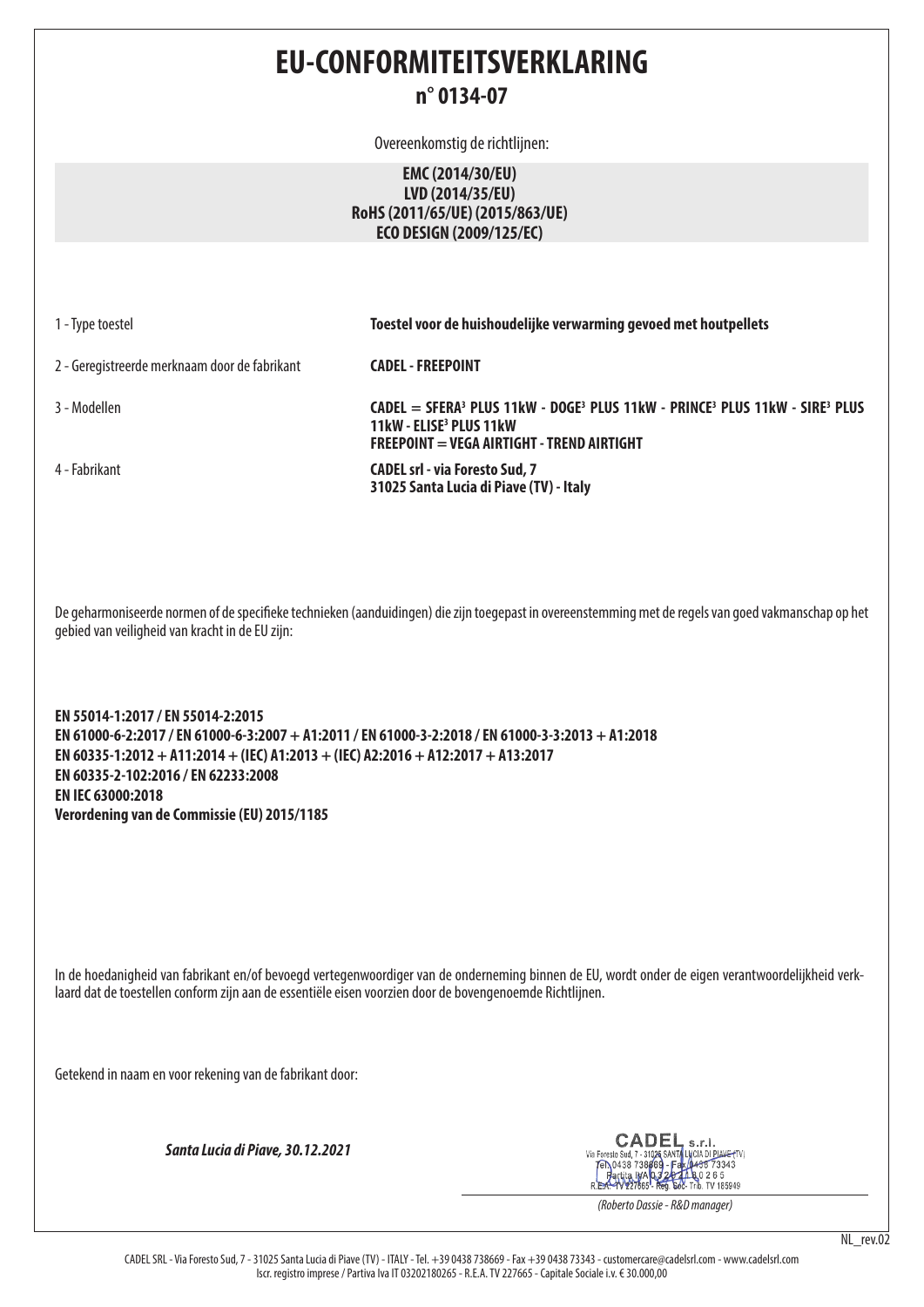# EU-CONFORMITEITSVERKLARING

## n° 0134-07

Overeenkomstig de richtlijnen:

**EMC (2014/30/EU)**
**LVD (2014/35/EU)**
**RoHS (2011/65/UE) (2015/863/UE)**
**ECO DESIGN (2009/125/EC)**

| | |
|---|---|
| 1 - Type toestel | **Toestel voor de huishoudelijke verwarming gevoed met houtpellets** |
| 2 - Geregistreerde merknaam door de fabrikant | **CADEL - FREEPOINT** |
| 3 - Modellen | **CADEL = SFERA³ PLUS 11kW - DOGE³ PLUS 11kW - PRINCE³ PLUS 11kW - SIRE³ PLUS 11kW - ELISE³ PLUS 11kW**<br>**FREEPOINT = VEGA AIRTIGHT - TREND AIRTIGHT** |
| 4 - Fabrikant | **CADEL srl - via Foresto Sud, 7**<br>**31025 Santa Lucia di Piave (TV) - Italy** |

De geharmoniseerde normen of de specifieke technieken (aanduidingen) die zijn toegepast in overeenstemming met de regels van goed vakmanschap op het gebied van veiligheid van kracht in de EU zijn:

**EN 55014-1:2017 / EN 55014-2:2015**
**EN 61000-6-2:2017 / EN 61000-6-3:2007 + A1:2011 / EN 61000-3-2:2018 / EN 61000-3-3:2013 + A1:2018**
**EN 60335-1:2012 + A11:2014 + (IEC) A1:2013 + (IEC) A2:2016 + A12:2017 + A13:2017**
**EN 60335-2-102:2016 / EN 62233:2008**
**EN IEC 63000:2018**
**Verordening van de Commissie (EU) 2015/1185**

In de hoedanigheid van fabrikant en/of bevoegd vertegenwoordiger van de onderneming binnen de EU, wordt onder de eigen verantwoordelijkheid verklaard dat de toestellen conform zijn aan de essentiële eisen voorzien door de bovengenoemde Richtlijnen.

Getekend in naam en voor rekening van de fabrikant door:

***Santa Lucia di Piave, 30.12.2021***

CADEL s.r.l.
Via Foresto Sud, 7 - 31025 SANTA LUCIA DI PIAVE (TV)
Tel. 0438 738669 - Fax 0438 73343
Partita IVA 03202180265
R.E.A. TV 227665 - Reg. Soc. Trib. TV 185949

*(Roberto Dassie - R&D manager)*

NL_rev.02

CADEL SRL - Via Foresto Sud, 7 - 31025 Santa Lucia di Piave (TV) - ITALY - Tel. +39 0438 738669 - Fax +39 0438 73343 - customercare@cadelsrl.com - www.cadelsrl.com
Iscr. registro imprese / Partiva Iva IT 03202180265 - R.E.A. TV 227665 - Capitale Sociale i.v. € 30.000,00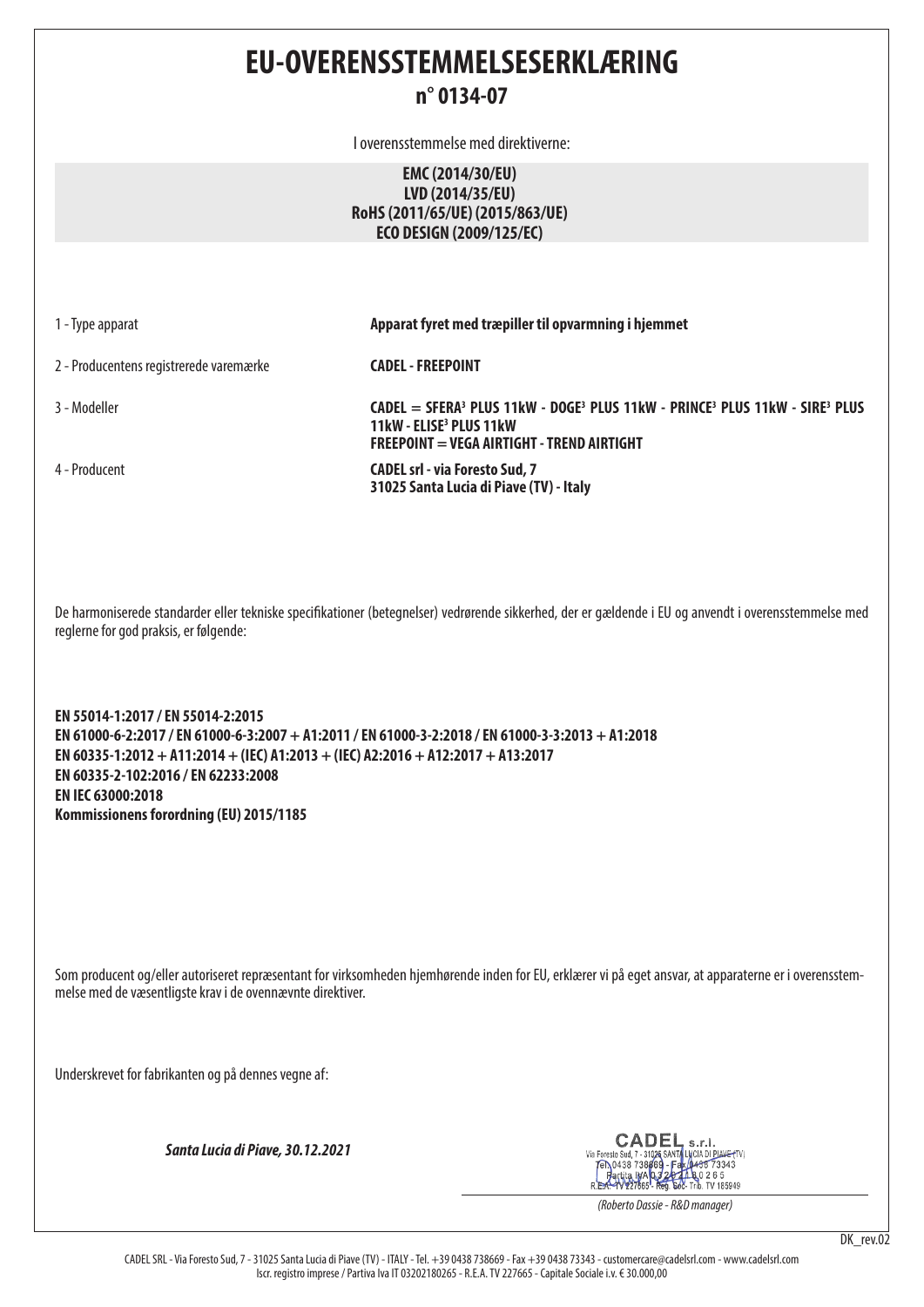# EU-OVERENSSTEMMELSESERKLÆRING

## n° 0134-07

I overensstemmelse med direktiverne:

**EMC (2014/30/EU)**
**LVD (2014/35/EU)**
**RoHS (2011/65/UE) (2015/863/UE)**
**ECO DESIGN (2009/125/EC)**

| | |
|---|---|
| 1 - Type apparat | **Apparat fyret med træpiller til opvarmning i hjemmet** |
| 2 - Producentens registrerede varemærke | **CADEL - FREEPOINT** |
| 3 - Modeller | **CADEL = SFERA³ PLUS 11kW - DOGE³ PLUS 11kW - PRINCE³ PLUS 11kW - SIRE³ PLUS 11kW - ELISE³ PLUS 11kW**<br>**FREEPOINT = VEGA AIRTIGHT - TREND AIRTIGHT** |
| 4 - Producent | **CADEL srl - via Foresto Sud, 7**<br>**31025 Santa Lucia di Piave (TV) - Italy** |

De harmoniserede standarder eller tekniske specifikationer (betegnelser) vedrørende sikkerhed, der er gældende i EU og anvendt i overensstemmelse med reglerne for god praksis, er følgende:

**EN 55014-1:2017 / EN 55014-2:2015**
**EN 61000-6-2:2017 / EN 61000-6-3:2007 + A1:2011 / EN 61000-3-2:2018 / EN 61000-3-3:2013 + A1:2018**
**EN 60335-1:2012 + A11:2014 + (IEC) A1:2013 + (IEC) A2:2016 + A12:2017 + A13:2017**
**EN 60335-2-102:2016 / EN 62233:2008**
**EN IEC 63000:2018**
**Kommissionens forordning (EU) 2015/1185**

Som producent og/eller autoriseret repræsentant for virksomheden hjemhørende inden for EU, erklærer vi på eget ansvar, at apparaterne er i overensstemmelse med de væsentligste krav i de ovennævnte direktiver.

Underskrevet for fabrikanten og på dennes vegne af:

***Santa Lucia di Piave, 30.12.2021***

CADEL s.r.l.
Via Foresto Sud, 7 - 31025 SANTA LUCIA DI PIAVE (TV)
Tel. 0438 738669 - Fax 0438 73343
Partita IVA 03202180265
R.E.A. TV 227665 - Reg. Soc. Trib. TV 185949

*(Roberto Dassie - R&D manager)*

DK_rev.02

CADEL SRL - Via Foresto Sud, 7 - 31025 Santa Lucia di Piave (TV) - ITALY - Tel. +39 0438 738669 - Fax +39 0438 73343 - customercare@cadelsrl.com - www.cadelsrl.com
Iscr. registro imprese / Partiva Iva IT 03202180265 - R.E.A. TV 227665 - Capitale Sociale i.v. € 30.000,00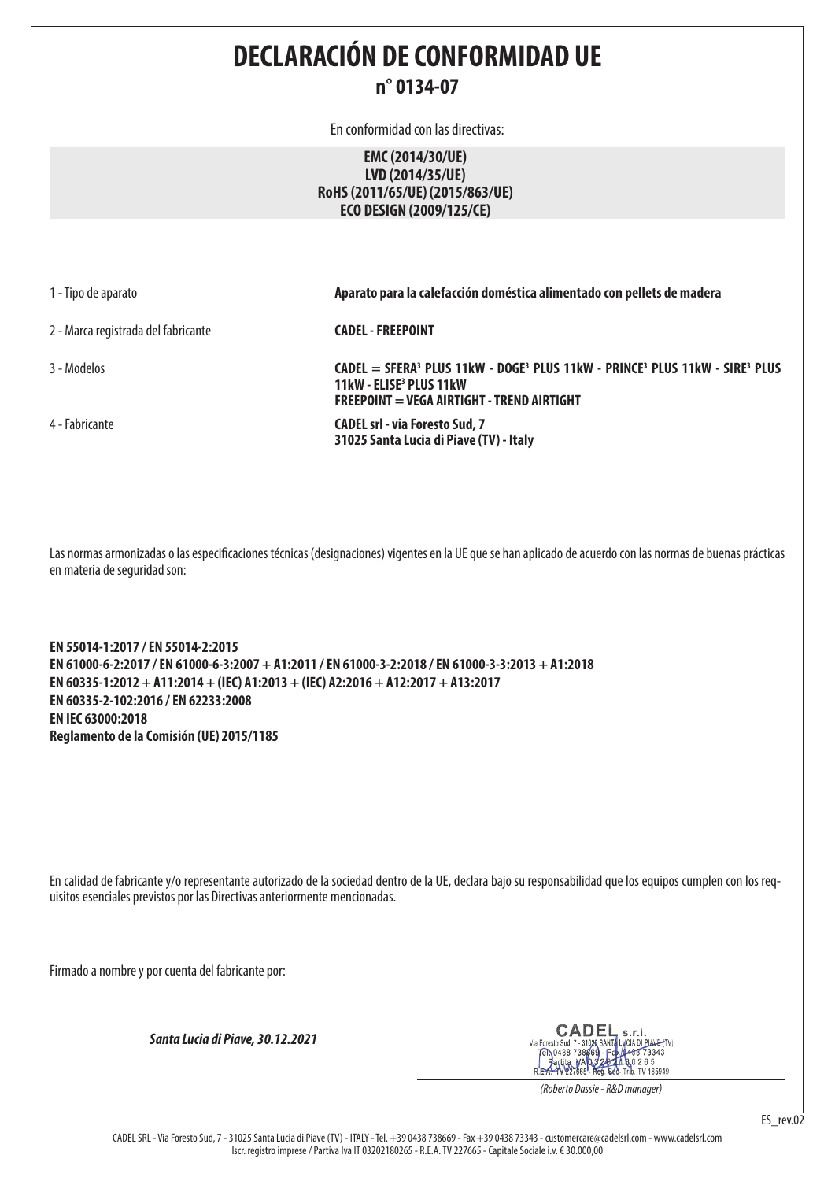# DECLARACIÓN DE CONFORMIDAD UE

## n° 0134-07

En conformidad con las directivas:

**EMC (2014/30/UE)**
**LVD (2014/35/UE)**
**RoHS (2011/65/UE) (2015/863/UE)**
**ECO DESIGN (2009/125/CE)**

| | |
|---|---|
| 1 - Tipo de aparato | **Aparato para la calefacción doméstica alimentado con pellets de madera** |
| 2 - Marca registrada del fabricante | **CADEL - FREEPOINT** |
| 3 - Modelos | **CADEL = SFERA³ PLUS 11kW - DOGE³ PLUS 11kW - PRINCE³ PLUS 11kW - SIRE³ PLUS 11kW - ELISE³ PLUS 11kW**<br>**FREEPOINT = VEGA AIRTIGHT - TREND AIRTIGHT** |
| 4 - Fabricante | **CADEL srl - via Foresto Sud, 7**<br>**31025 Santa Lucia di Piave (TV) - Italy** |

Las normas armonizadas o las especificaciones técnicas (designaciones) vigentes en la UE que se han aplicado de acuerdo con las normas de buenas prácticas en materia de seguridad son:

**EN 55014-1:2017 / EN 55014-2:2015**
**EN 61000-6-2:2017 / EN 61000-6-3:2007 + A1:2011 / EN 61000-3-2:2018 / EN 61000-3-3:2013 + A1:2018**
**EN 60335-1:2012 + A11:2014 + (IEC) A1:2013 + (IEC) A2:2016 + A12:2017 + A13:2017**
**EN 60335-2-102:2016 / EN 62233:2008**
**EN IEC 63000:2018**
**Reglamento de la Comisión (UE) 2015/1185**

En calidad de fabricante y/o representante autorizado de la sociedad dentro de la UE, declara bajo su responsabilidad que los equipos cumplen con los requisitos esenciales previstos por las Directivas anteriormente mencionadas.

Firmado a nombre y por cuenta del fabricante por:

***Santa Lucia di Piave, 30.12.2021***

CADEL s.r.l.
Via Foresto Sud, 7 - 31025 SANTA LUCIA DI PIAVE (TV)
Tel. 0438 738669 - Fax 0438 73343
Partita IVA 03202180265
R.E.A. TV 227665 - Reg. Soc. Trib. TV 185949

*(Roberto Dassie - R&D manager)*

ES_rev.02

CADEL SRL - Via Foresto Sud, 7 - 31025 Santa Lucia di Piave (TV) - ITALY - Tel. +39 0438 738669 - Fax +39 0438 73343 - customercare@cadelsrl.com - www.cadelsrl.com
Iscr. registro imprese / Partiva Iva IT 03202180265 - R.E.A. TV 227665 - Capitale Sociale i.v. € 30.000,00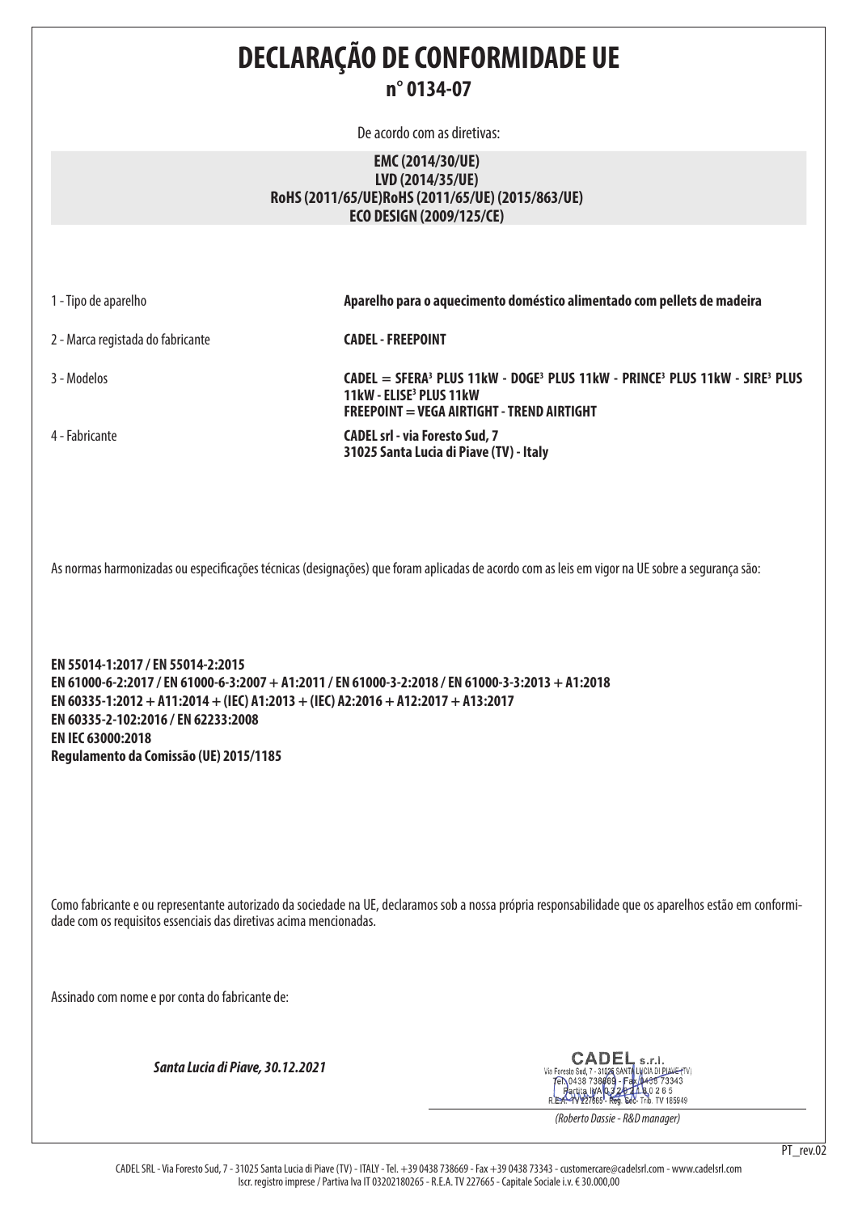# DECLARAÇÃO DE CONFORMIDADE UE

## n° 0134-07

De acordo com as diretivas:

**EMC (2014/30/UE)**
**LVD (2014/35/UE)**
**RoHS (2011/65/UE)RoHS (2011/65/UE) (2015/863/UE)**
**ECO DESIGN (2009/125/CE)**

| | |
|---|---|
| 1 - Tipo de aparelho | **Aparelho para o aquecimento doméstico alimentado com pellets de madeira** |
| 2 - Marca registada do fabricante | **CADEL - FREEPOINT** |
| 3 - Modelos | **CADEL = SFERA³ PLUS 11kW - DOGE³ PLUS 11kW - PRINCE³ PLUS 11kW - SIRE³ PLUS 11kW - ELISE³ PLUS 11kW**<br>**FREEPOINT = VEGA AIRTIGHT - TREND AIRTIGHT** |
| 4 - Fabricante | **CADEL srl - via Foresto Sud, 7**<br>**31025 Santa Lucia di Piave (TV) - Italy** |

As normas harmonizadas ou especificações técnicas (designações) que foram aplicadas de acordo com as leis em vigor na UE sobre a segurança são:

**EN 55014-1:2017 / EN 55014-2:2015**
**EN 61000-6-2:2017 / EN 61000-6-3:2007 + A1:2011 / EN 61000-3-2:2018 / EN 61000-3-3:2013 + A1:2018**
**EN 60335-1:2012 + A11:2014 + (IEC) A1:2013 + (IEC) A2:2016 + A12:2017 + A13:2017**
**EN 60335-2-102:2016 / EN 62233:2008**
**EN IEC 63000:2018**
**Regulamento da Comissão (UE) 2015/1185**

Como fabricante e ou representante autorizado da sociedade na UE, declaramos sob a nossa própria responsabilidade que os aparelhos estão em conformidade com os requisitos essenciais das diretivas acima mencionadas.

Assinado com nome e por conta do fabricante de:

***Santa Lucia di Piave, 30.12.2021***

CADEL s.r.l.
Via Foresto Sud, 7 - 31025 SANTA LUCIA DI PIAVE (TV)
Tel. 0438 738669 - Fax 0438 73343
Partita IVA 03202180265
R.E.A. TV 227665 - Reg. Soc. Trib. TV 185949

*(Roberto Dassie - R&D manager)*

PT_rev.02

CADEL SRL - Via Foresto Sud, 7 - 31025 Santa Lucia di Piave (TV) - ITALY - Tel. +39 0438 738669 - Fax +39 0438 73343 - customercare@cadelsrl.com - www.cadelsrl.com
Iscr. registro imprese / Partiva Iva IT 03202180265 - R.E.A. TV 227665 - Capitale Sociale i.v. € 30.000,00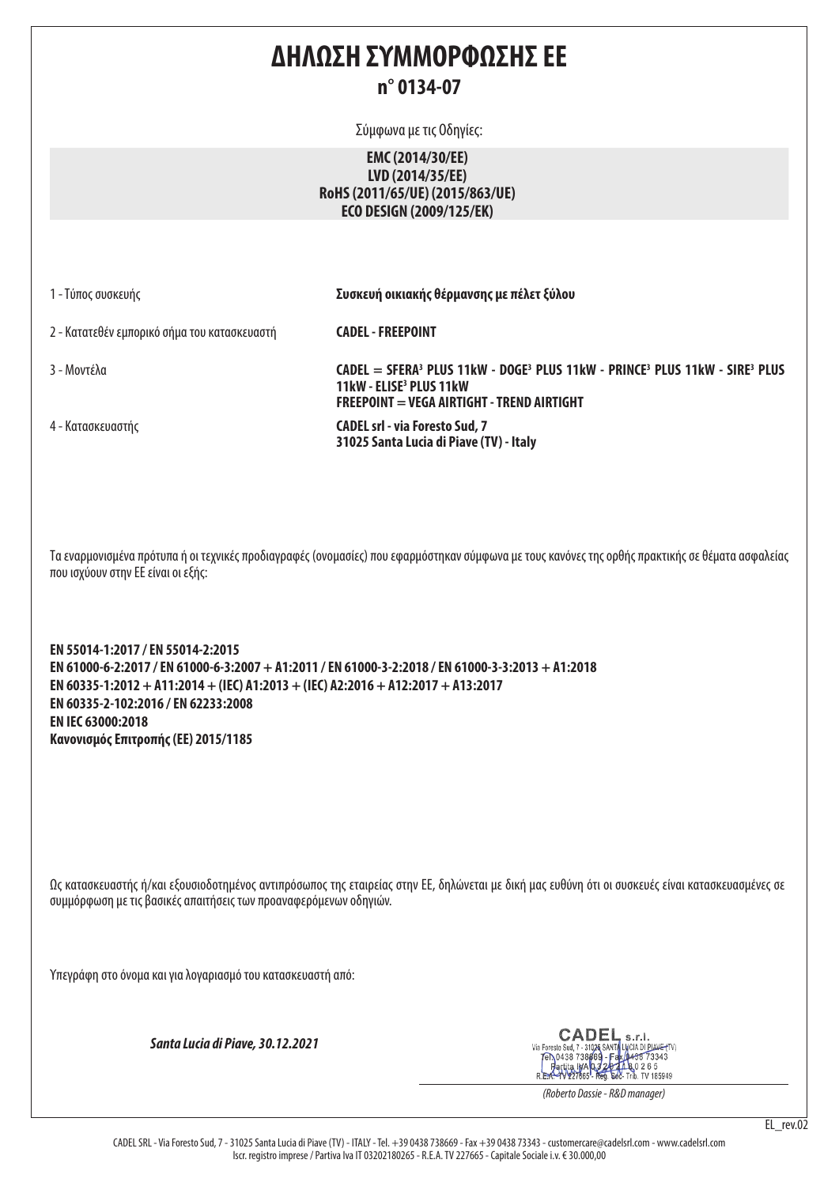# ΔΗΛΩΣΗ ΣΥΜΜΟΡΦΩΣΗΣ ΕΕ

## n° 0134-07

Σύμφωνα με τις Οδηγίες:

**EMC (2014/30/EE)**
**LVD (2014/35/EE)**
**RoHS (2011/65/UE) (2015/863/UE)**
**ECO DESIGN (2009/125/EK)**

| | |
|---|---|
| 1 - Τύπος συσκευής | ***Συσκευή οικιακής θέρμανσης με πέλετ ξύλου*** |
| 2 - Κατατεθέν εμπορικό σήμα του κατασκευαστή | **CADEL - FREEPOINT** |
| 3 - Μοντέλα | **CADEL = SFERA³ PLUS 11kW - DOGE³ PLUS 11kW - PRINCE³ PLUS 11kW - SIRE³ PLUS 11kW - ELISE³ PLUS 11kW**<br>**FREEPOINT = VEGA AIRTIGHT - TREND AIRTIGHT** |
| 4 - Κατασκευαστής | **CADEL srl - via Foresto Sud, 7**<br>**31025 Santa Lucia di Piave (TV) - Italy** |

Τα εναρμονισμένα πρότυπα ή οι τεχνικές προδιαγραφές (ονομασίες) που εφαρμόστηκαν σύμφωνα με τους κανόνες της ορθής πρακτικής σε θέματα ασφαλείας που ισχύουν στην ΕΕ είναι οι εξής:

**EN 55014-1:2017 / EN 55014-2:2015**
**EN 61000-6-2:2017 / EN 61000-6-3:2007 + A1:2011 / EN 61000-3-2:2018 / EN 61000-3-3:2013 + A1:2018**
**EN 60335-1:2012 + A11:2014 + (IEC) A1:2013 + (IEC) A2:2016 + A12:2017 + A13:2017**
**EN 60335-2-102:2016 / EN 62233:2008**
**EN IEC 63000:2018**
**Κανονισμός Επιτροπής (ΕΕ) 2015/1185**

Ως κατασκευαστής ή/και εξουσιοδοτημένος αντιπρόσωπος της εταιρείας στην ΕΕ, δηλώνεται με δική μας ευθύνη ότι οι συσκευές είναι κατασκευασμένες σε συμμόρφωση με τις βασικές απαιτήσεις των προαναφερόμενων οδηγιών.

Υπεγράφη στο όνομα και για λογαριασμό του κατασκευαστή από:

***Santa Lucia di Piave, 30.12.2021***

CADEL s.r.l.
Via Foresto Sud, 7 - 31025 SANTA LUCIA DI PIAVE (TV)
Tel. 0438 738669 - Fax 0438 73343
Partita IVA 03202180265
R.E.A. TV 227665 - Reg. Soc. Trib. TV 185949

*(Roberto Dassie - R&D manager)*

EL_rev.02

CADEL SRL - Via Foresto Sud, 7 - 31025 Santa Lucia di Piave (TV) - ITALY - Tel. +39 0438 738669 - Fax +39 0438 73343 - customercare@cadelsrl.com - www.cadelsrl.com
Iscr. registro imprese / Partiva Iva IT 03202180265 - R.E.A. TV 227665 - Capitale Sociale i.v. € 30.000,00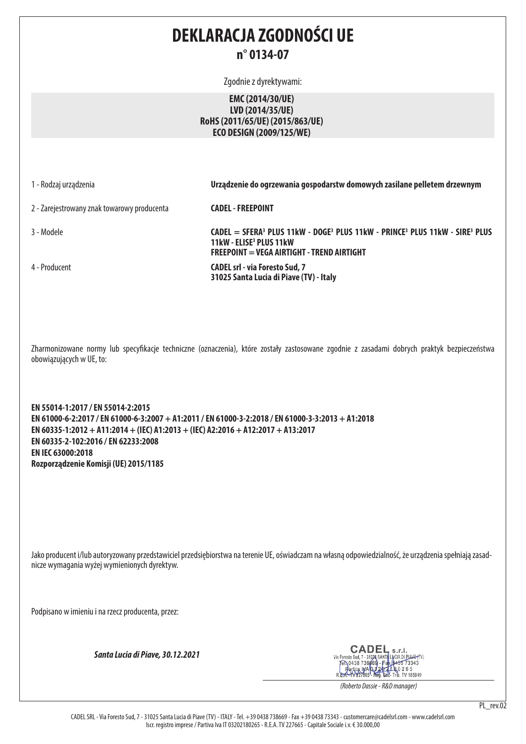# DEKLARACJA ZGODNOŚCI UE

## n° 0134-07

Zgodnie z dyrektywami:

**EMC (2014/30/UE)**
**LVD (2014/35/UE)**
**RoHS (2011/65/UE) (2015/863/UE)**
**ECO DESIGN (2009/125/WE)**

| | |
|---|---|
| 1 - Rodzaj urządzenia | **Urządzenie do ogrzewania gospodarstw domowych zasilane pelletem drzewnym** |
| 2 - Zarejestrowany znak towarowy producenta | **CADEL - FREEPOINT** |
| 3 - Modele | **CADEL = SFERA³ PLUS 11kW - DOGE³ PLUS 11kW - PRINCE³ PLUS 11kW - SIRE³ PLUS 11kW - ELISE³ PLUS 11kW**<br>**FREEPOINT = VEGA AIRTIGHT - TREND AIRTIGHT** |
| 4 - Producent | **CADEL srl - via Foresto Sud, 7**<br>**31025 Santa Lucia di Piave (TV) - Italy** |

Zharmonizowane normy lub specyfikacje techniczne (oznaczenia), które zostały zastosowane zgodnie z zasadami dobrych praktyk bezpieczeństwa obowiązujących w UE, to:

**EN 55014-1:2017 / EN 55014-2:2015**
**EN 61000-6-2:2017 / EN 61000-6-3:2007 + A1:2011 / EN 61000-3-2:2018 / EN 61000-3-3:2013 + A1:2018**
**EN 60335-1:2012 + A11:2014 + (IEC) A1:2013 + (IEC) A2:2016 + A12:2017 + A13:2017**
**EN 60335-2-102:2016 / EN 62233:2008**
**EN IEC 63000:2018**
**Rozporządzenie Komisji (UE) 2015/1185**

Jako producent i/lub autoryzowany przedstawiciel przedsiębiorstwa na terenie UE, oświadczam na własną odpowiedzialność, że urządzenia spełniają zasadnicze wymagania wyżej wymienionych dyrektyw.

Podpisano w imieniu i na rzecz producenta, przez:

***Santa Lucia di Piave, 30.12.2021***

CADEL s.r.l.
Via Foresto Sud, 7 - 31025 SANTA LUCIA DI PIAVE (TV)
Tel. 0438 738669 - Fax 0438 73343
Partita IVA 03202180265
R.E.A. TV 227665 - Reg. Soc. Trib. TV 185949

*(Roberto Dassie - R&D manager)*

PL_rev.02

CADEL SRL - Via Foresto Sud, 7 - 31025 Santa Lucia di Piave (TV) - ITALY - Tel. +39 0438 738669 - Fax +39 0438 73343 - customercare@cadelsrl.com - www.cadelsrl.com
Iscr. registro imprese / Partiva Iva IT 03202180265 - R.E.A. TV 227665 - Capitale Sociale i.v. € 30.000,00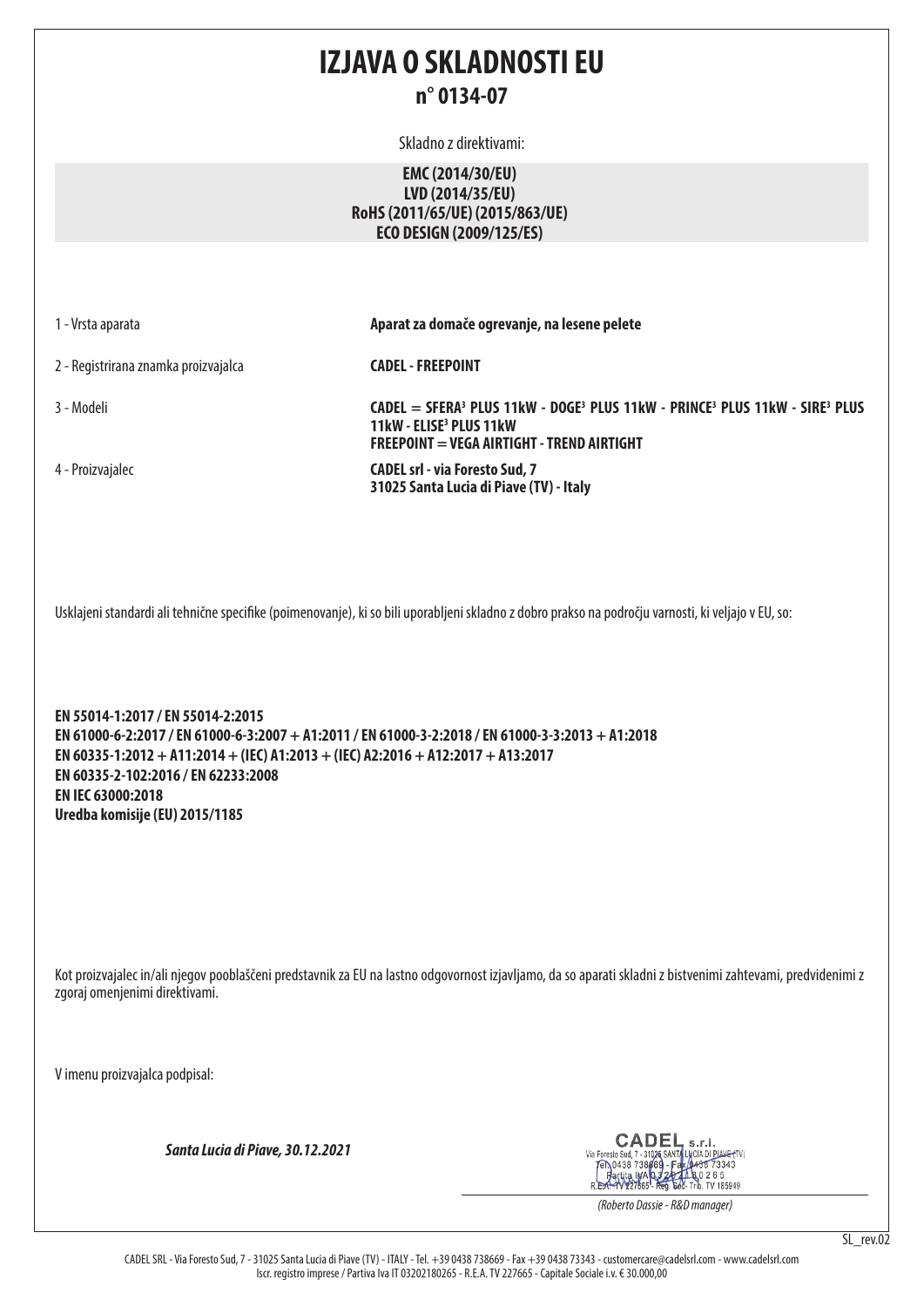# IZJAVA O SKLADNOSTI EU

## n° 0134-07

Skladno z direktivami:

**EMC (2014/30/EU)**
**LVD (2014/35/EU)**
**RoHS (2011/65/UE) (2015/863/UE)**
**ECO DESIGN (2009/125/ES)**

| | |
|---|---|
| 1 - Vrsta aparata | **Aparat za domače ogrevanje, na lesene pelete** |
| 2 - Registrirana znamka proizvajalca | **CADEL - FREEPOINT** |
| 3 - Modeli | **CADEL = SFERA³ PLUS 11kW - DOGE³ PLUS 11kW - PRINCE³ PLUS 11kW - SIRE³ PLUS 11kW - ELISE³ PLUS 11kW**<br>**FREEPOINT = VEGA AIRTIGHT - TREND AIRTIGHT** |
| 4 - Proizvajalec | **CADEL srl - via Foresto Sud, 7**<br>**31025 Santa Lucia di Piave (TV) - Italy** |

Usklajeni standardi ali tehnične specifike (poimenovanje), ki so bili uporabljeni skladno z dobro prakso na področju varnosti, ki veljajo v EU, so:

**EN 55014-1:2017 / EN 55014-2:2015**
**EN 61000-6-2:2017 / EN 61000-6-3:2007 + A1:2011 / EN 61000-3-2:2018 / EN 61000-3-3:2013 + A1:2018**
**EN 60335-1:2012 + A11:2014 + (IEC) A1:2013 + (IEC) A2:2016 + A12:2017 + A13:2017**
**EN 60335-2-102:2016 / EN 62233:2008**
**EN IEC 63000:2018**
**Uredba komisije (EU) 2015/1185**

Kot proizvajalec in/ali njegov pooblaščeni predstavnik za EU na lastno odgovornost izjavljamo, da so aparati skladni z bistvenimi zahtevami, predvidenimi z zgoraj omenjenimi direktivami.

V imenu proizvajalca podpisal:

***Santa Lucia di Piave, 30.12.2021***

CADEL s.r.l.
Via Foresto Sud, 7 - 31025 SANTA LUCIA DI PIAVE (TV)
Tel. 0438 738669 - Fax 0438 73343
Partita IVA 03202180265
R.E.A. TV 227665 - Reg. Soc. Trib. TV 185949

*(Roberto Dassie - R&D manager)*

SL_rev.02

CADEL SRL - Via Foresto Sud, 7 - 31025 Santa Lucia di Piave (TV) - ITALY - Tel. +39 0438 738669 - Fax +39 0438 73343 - customercare@cadelsrl.com - www.cadelsrl.com
Iscr. registro imprese / Partiva Iva IT 03202180265 - R.E.A. TV 227665 - Capitale Sociale i.v. € 30.000,00